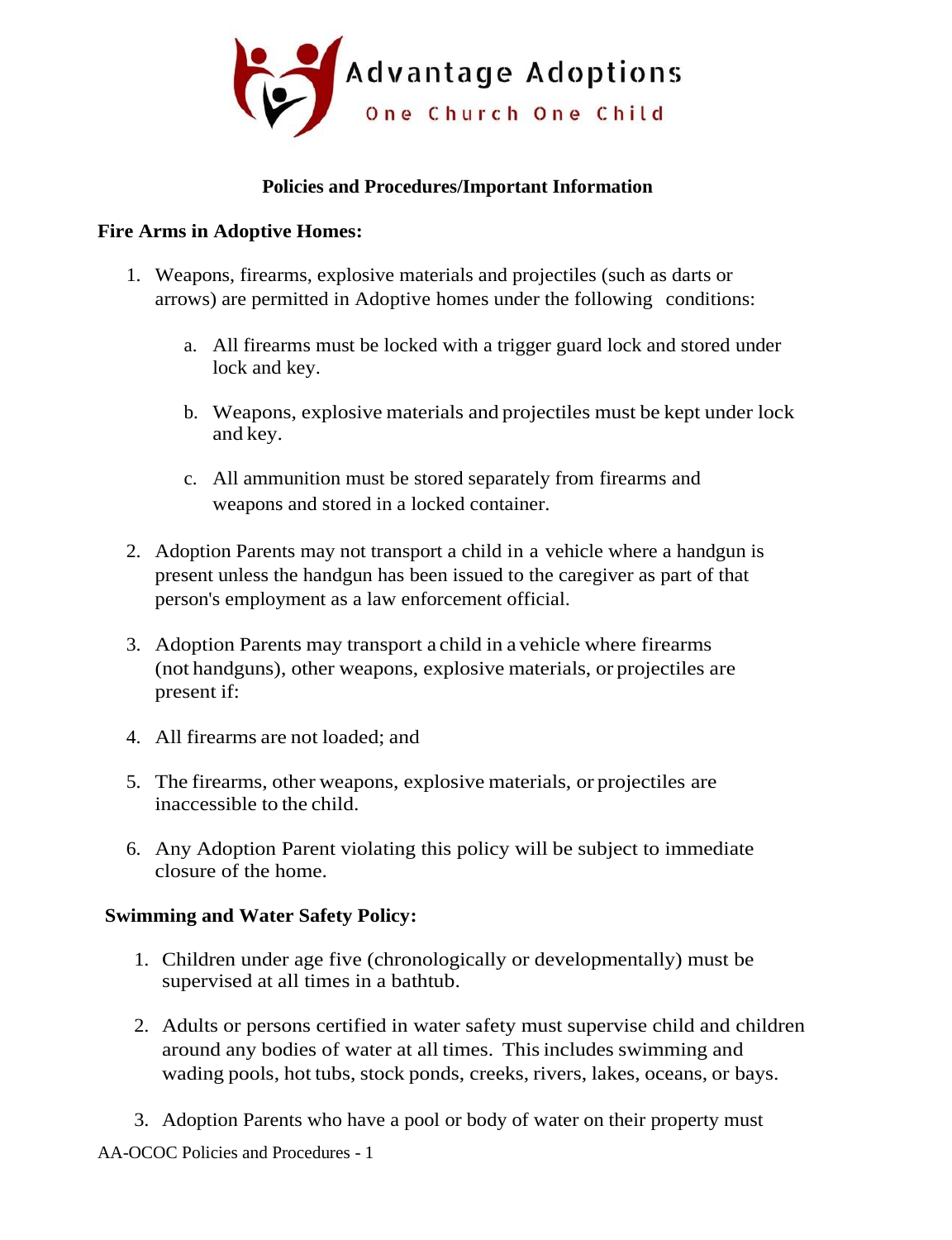Advantage Adoptions

One Church One Child

**Policies and Procedures/Important Information**

**Fire Arms in Adoptive Homes:**

1. Weapons, firearms, explosive materials and projectiles (such as darts or arrows) are permitted in Adoptive homes under the following conditions:

    a. All firearms must be locked with a trigger guard lock and stored under lock and key.

    b. Weapons, explosive materials and projectiles must be kept under lock and key.

    c. All ammunition must be stored separately from firearms and weapons and stored in a locked container.

2. Adoption Parents may not transport a child in a vehicle where a handgun is present unless the handgun has been issued to the caregiver as part of that person's employment as a law enforcement official.

3. Adoption Parents may transport a child in a vehicle where firearms (not handguns), other weapons, explosive materials, or projectiles are present if:

4. All firearms are not loaded; and

5. The firearms, other weapons, explosive materials, or projectiles are inaccessible to the child.

6. Any Adoption Parent violating this policy will be subject to immediate closure of the home.

**Swimming and Water Safety Policy:**

1. Children under age five (chronologically or developmentally) must be supervised at all times in a bathtub.

2. Adults or persons certified in water safety must supervise child and children around any bodies of water at all times. This includes swimming and wading pools, hot tubs, stock ponds, creeks, rivers, lakes, oceans, or bays.

3. Adoption Parents who have a pool or body of water on their property must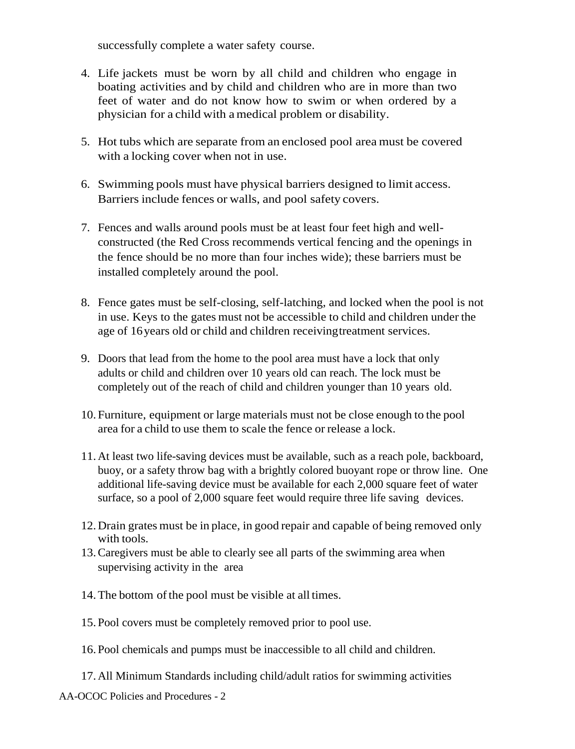successfully complete a water safety course.

4. Life jackets must be worn by all child and children who engage in boating activities and by child and children who are in more than two feet of water and do not know how to swim or when ordered by a physician for a child with a medical problem or disability.

5. Hot tubs which are separate from an enclosed pool area must be covered with a locking cover when not in use.

6. Swimming pools must have physical barriers designed to limit access. Barriers include fences or walls, and pool safety covers.

7. Fences and walls around pools must be at least four feet high and well-constructed (the Red Cross recommends vertical fencing and the openings in the fence should be no more than four inches wide); these barriers must be installed completely around the pool.

8. Fence gates must be self-closing, self-latching, and locked when the pool is not in use. Keys to the gates must not be accessible to child and children under the age of 16 years old or child and children receiving treatment services.

9. Doors that lead from the home to the pool area must have a lock that only adults or child and children over 10 years old can reach. The lock must be completely out of the reach of child and children younger than 10 years old.

10. Furniture, equipment or large materials must not be close enough to the pool area for a child to use them to scale the fence or release a lock.

11. At least two life-saving devices must be available, such as a reach pole, backboard, buoy, or a safety throw bag with a brightly colored buoyant rope or throw line. One additional life-saving device must be available for each 2,000 square feet of water surface, so a pool of 2,000 square feet would require three life saving devices.

12. Drain grates must be in place, in good repair and capable of being removed only with tools.

13. Caregivers must be able to clearly see all parts of the swimming area when supervising activity in the area

14. The bottom of the pool must be visible at all times.

15. Pool covers must be completely removed prior to pool use.

16. Pool chemicals and pumps must be inaccessible to all child and children.

17. All Minimum Standards including child/adult ratios for swimming activities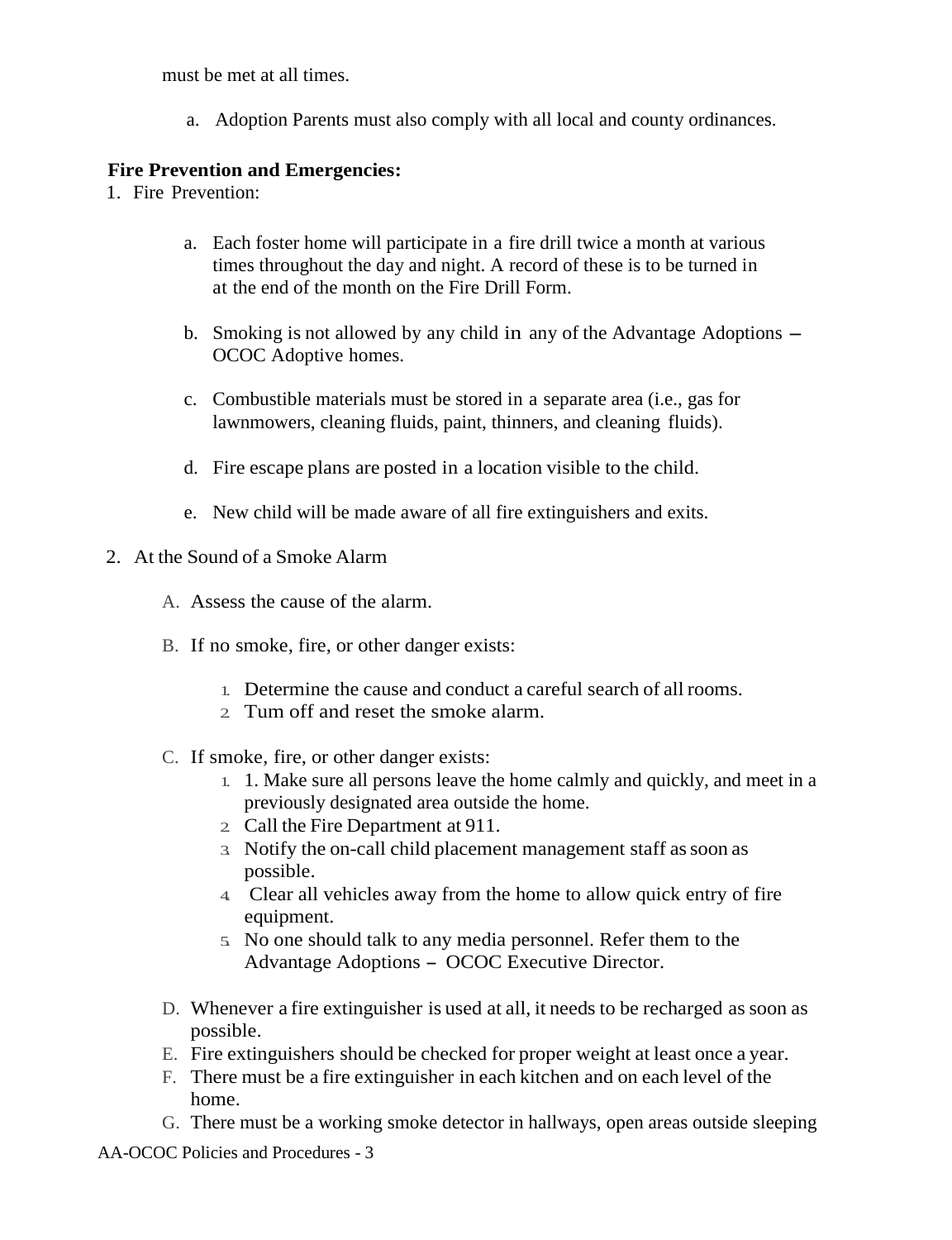must be met at all times.

a. Adoption Parents must also comply with all local and county ordinances.

**Fire Prevention and Emergencies:**

1. Fire Prevention:

   a. Each foster home will participate in a fire drill twice a month at various times throughout the day and night. A record of these is to be turned in at the end of the month on the Fire Drill Form.

   b. Smoking is not allowed by any child in any of the Advantage Adoptions – OCOC Adoptive homes.

   c. Combustible materials must be stored in a separate area (i.e., gas for lawnmowers, cleaning fluids, paint, thinners, and cleaning fluids).

   d. Fire escape plans are posted in a location visible to the child.

   e. New child will be made aware of all fire extinguishers and exits.

2. At the Sound of a Smoke Alarm

   A. Assess the cause of the alarm.

   B. If no smoke, fire, or other danger exists:

      1. Determine the cause and conduct a careful search of all rooms.
      2. Tum off and reset the smoke alarm.

   C. If smoke, fire, or other danger exists:

      1. 1. Make sure all persons leave the home calmly and quickly, and meet in a previously designated area outside the home.
      2. Call the Fire Department at 911.
      3. Notify the on-call child placement management staff as soon as possible.
      4. Clear all vehicles away from the home to allow quick entry of fire equipment.
      5. No one should talk to any media personnel. Refer them to the Advantage Adoptions – OCOC Executive Director.

   D. Whenever a fire extinguisher is used at all, it needs to be recharged as soon as possible.
   E. Fire extinguishers should be checked for proper weight at least once a year.
   F. There must be a fire extinguisher in each kitchen and on each level of the home.
   G. There must be a working smoke detector in hallways, open areas outside sleeping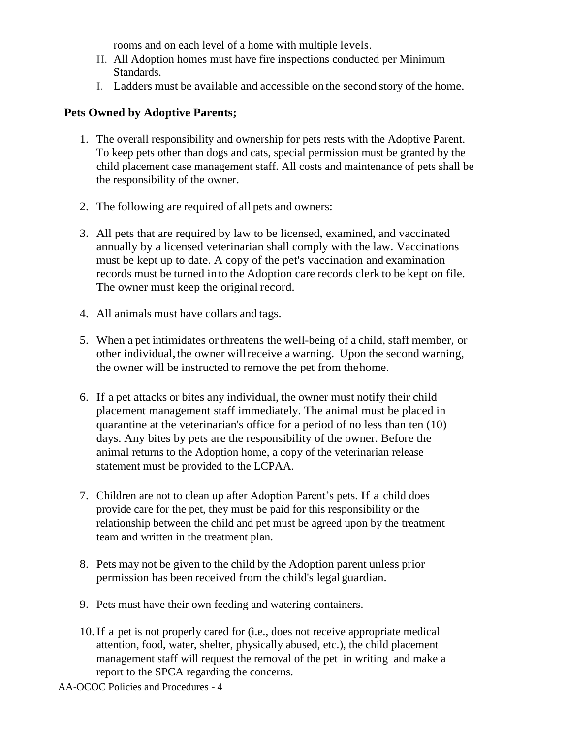rooms and on each level of a home with multiple levels.

H. All Adoption homes must have fire inspections conducted per Minimum Standards.
I. Ladders must be available and accessible on the second story of the home.

**Pets Owned by Adoptive Parents;**

1. The overall responsibility and ownership for pets rests with the Adoptive Parent. To keep pets other than dogs and cats, special permission must be granted by the child placement case management staff. All costs and maintenance of pets shall be the responsibility of the owner.

2. The following are required of all pets and owners:

3. All pets that are required by law to be licensed, examined, and vaccinated annually by a licensed veterinarian shall comply with the law. Vaccinations must be kept up to date. A copy of the pet's vaccination and examination records must be turned in to the Adoption care records clerk to be kept on file. The owner must keep the original record.

4. All animals must have collars and tags.

5. When a pet intimidates or threatens the well-being of a child, staff member, or other individual, the owner will receive a warning. Upon the second warning, the owner will be instructed to remove the pet from the home.

6. If a pet attacks or bites any individual, the owner must notify their child placement management staff immediately. The animal must be placed in quarantine at the veterinarian's office for a period of no less than ten (10) days. Any bites by pets are the responsibility of the owner. Before the animal returns to the Adoption home, a copy of the veterinarian release statement must be provided to the LCPAA.

7. Children are not to clean up after Adoption Parent's pets. If a child does provide care for the pet, they must be paid for this responsibility or the relationship between the child and pet must be agreed upon by the treatment team and written in the treatment plan.

8. Pets may not be given to the child by the Adoption parent unless prior permission has been received from the child's legal guardian.

9. Pets must have their own feeding and watering containers.

10. If a pet is not properly cared for (i.e., does not receive appropriate medical attention, food, water, shelter, physically abused, etc.), the child placement management staff will request the removal of the pet in writing and make a report to the SPCA regarding the concerns.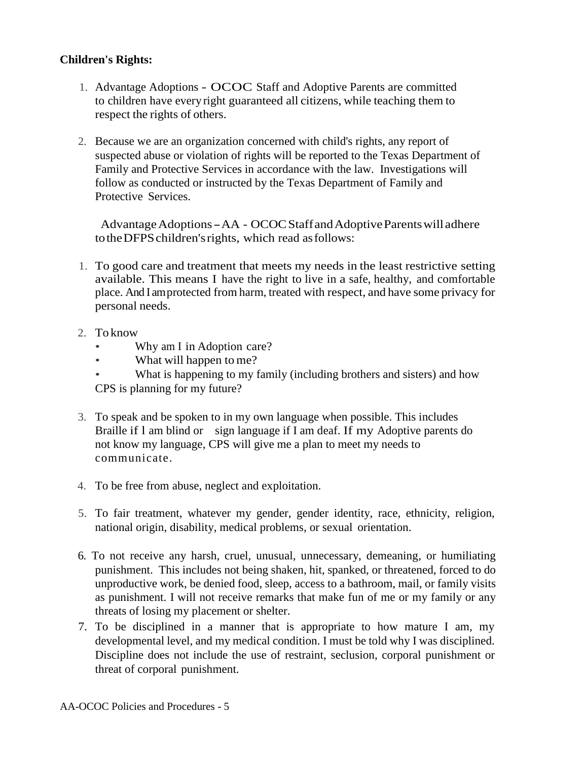**Children's Rights:**

1. Advantage Adoptions - OCOC Staff and Adoptive Parents are committed to children have every right guaranteed all citizens, while teaching them to respect the rights of others.

2. Because we are an organization concerned with child's rights, any report of suspected abuse or violation of rights will be reported to the Texas Department of Family and Protective Services in accordance with the law. Investigations will follow as conducted or instructed by the Texas Department of Family and Protective Services.

   Advantage Adoptions – AA - OCOC Staff and Adoptive Parents will adhere to the DFPS children's rights, which read as follows:

1. To good care and treatment that meets my needs in the least restrictive setting available. This means I have the right to live in a safe, healthy, and comfortable place. And I am protected from harm, treated with respect, and have some privacy for personal needs.

2. To know
   - Why am I in Adoption care?
   - What will happen to me?
   - What is happening to my family (including brothers and sisters) and how CPS is planning for my future?

3. To speak and be spoken to in my own language when possible. This includes Braille if l am blind or sign language if I am deaf. If my Adoptive parents do not know my language, CPS will give me a plan to meet my needs to communicate.

4. To be free from abuse, neglect and exploitation.

5. To fair treatment, whatever my gender, gender identity, race, ethnicity, religion, national origin, disability, medical problems, or sexual orientation.

6. To not receive any harsh, cruel, unusual, unnecessary, demeaning, or humiliating punishment. This includes not being shaken, hit, spanked, or threatened, forced to do unproductive work, be denied food, sleep, access to a bathroom, mail, or family visits as punishment. I will not receive remarks that make fun of me or my family or any threats of losing my placement or shelter.

7. To be disciplined in a manner that is appropriate to how mature I am, my developmental level, and my medical condition. I must be told why I was disciplined. Discipline does not include the use of restraint, seclusion, corporal punishment or threat of corporal punishment.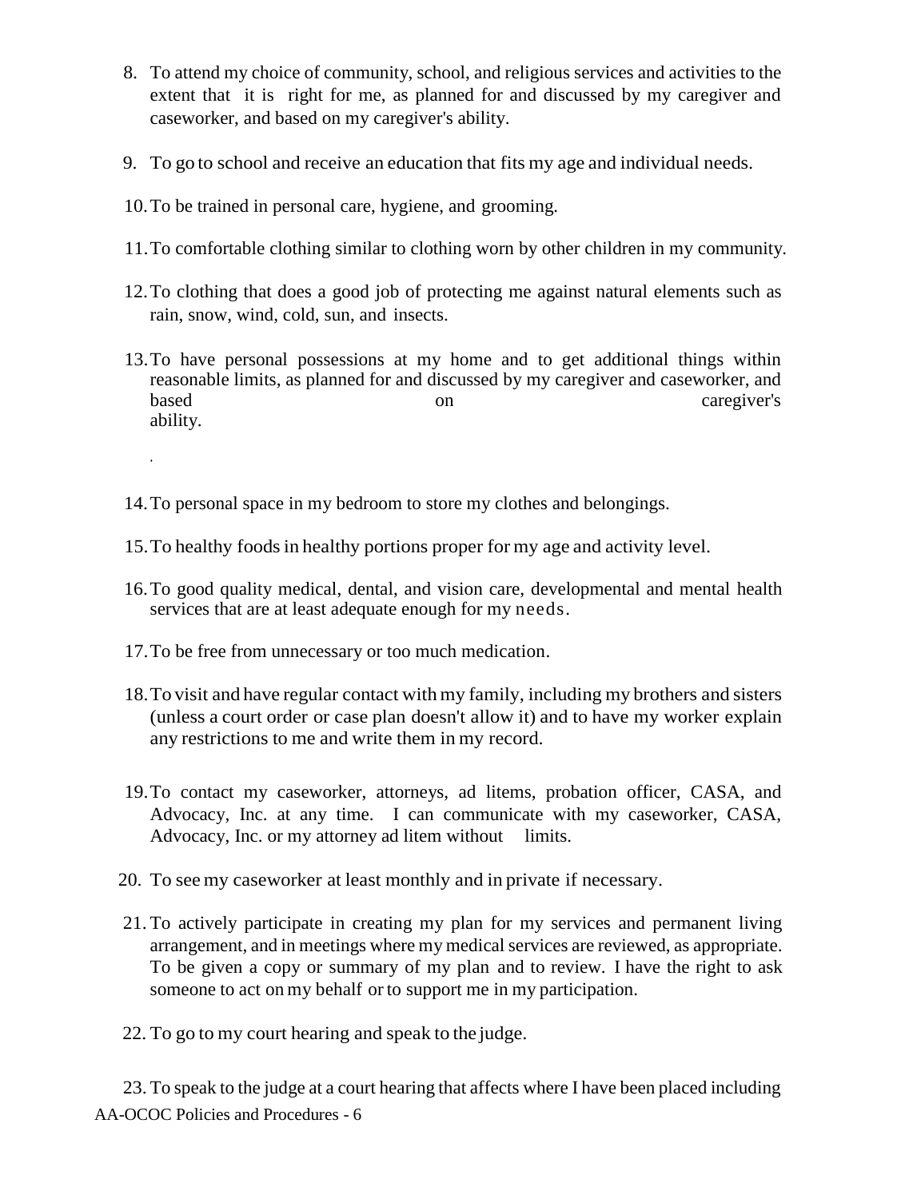8. To attend my choice of community, school, and religious services and activities to the extent that it is right for me, as planned for and discussed by my caregiver and caseworker, and based on my caregiver's ability.

9. To go to school and receive an education that fits my age and individual needs.

10. To be trained in personal care, hygiene, and grooming.

11. To comfortable clothing similar to clothing worn by other children in my community.

12. To clothing that does a good job of protecting me against natural elements such as rain, snow, wind, cold, sun, and insects.

13. To have personal possessions at my home and to get additional things within reasonable limits, as planned for and discussed by my caregiver and caseworker, and based on caregiver's ability.

14. To personal space in my bedroom to store my clothes and belongings.

15. To healthy foods in healthy portions proper for my age and activity level.

16. To good quality medical, dental, and vision care, developmental and mental health services that are at least adequate enough for my needs.

17. To be free from unnecessary or too much medication.

18. To visit and have regular contact with my family, including my brothers and sisters (unless a court order or case plan doesn't allow it) and to have my worker explain any restrictions to me and write them in my record.

19. To contact my caseworker, attorneys, ad litems, probation officer, CASA, and Advocacy, Inc. at any time. I can communicate with my caseworker, CASA, Advocacy, Inc. or my attorney ad litem without limits.

20. To see my caseworker at least monthly and in private if necessary.

21. To actively participate in creating my plan for my services and permanent living arrangement, and in meetings where my medical services are reviewed, as appropriate. To be given a copy or summary of my plan and to review. I have the right to ask someone to act on my behalf or to support me in my participation.

22. To go to my court hearing and speak to the judge.

23. To speak to the judge at a court hearing that affects where I have been placed including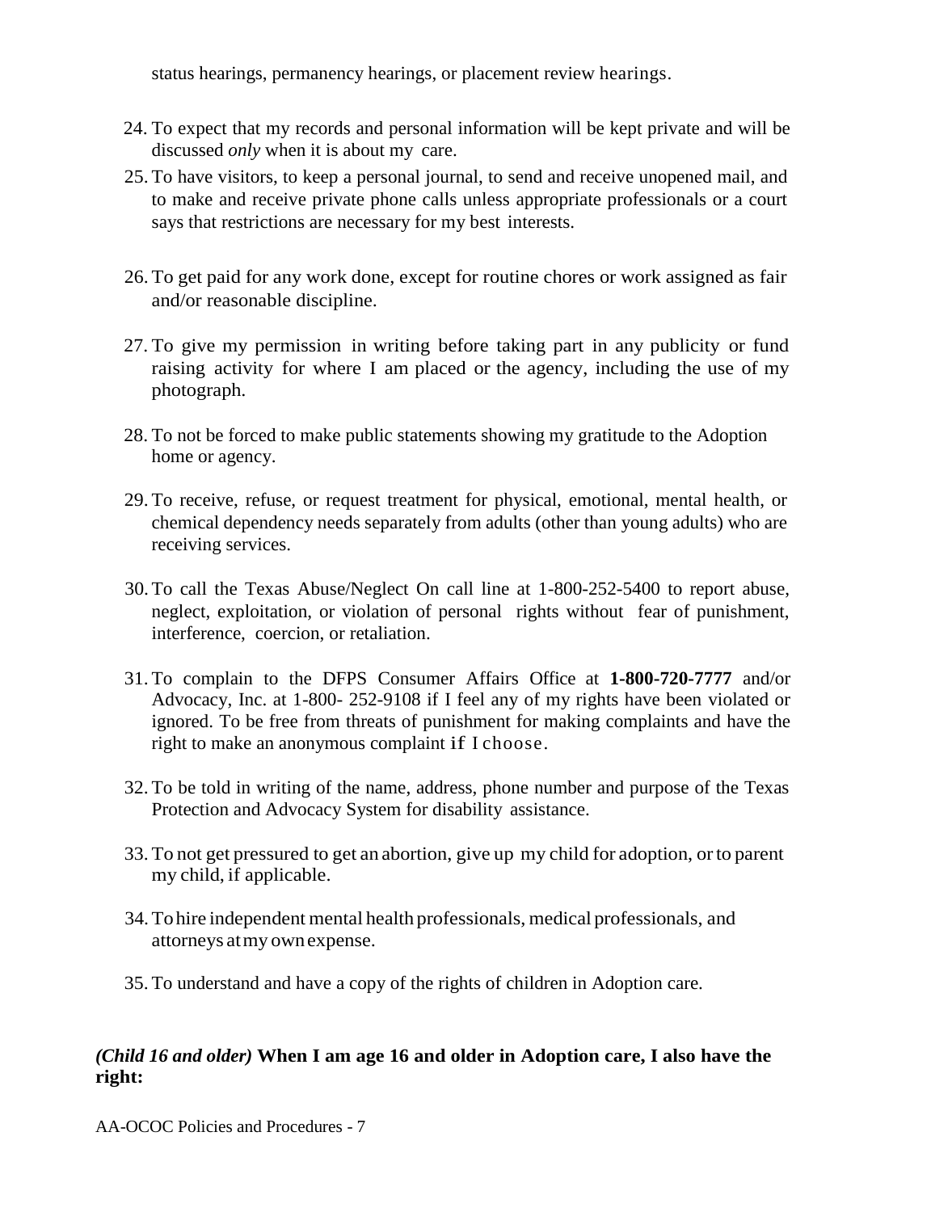status hearings, permanency hearings, or placement review hearings.

24. To expect that my records and personal information will be kept private and will be discussed *only* when it is about my care.
25. To have visitors, to keep a personal journal, to send and receive unopened mail, and to make and receive private phone calls unless appropriate professionals or a court says that restrictions are necessary for my best interests.
26. To get paid for any work done, except for routine chores or work assigned as fair and/or reasonable discipline.
27. To give my permission in writing before taking part in any publicity or fund raising activity for where I am placed or the agency, including the use of my photograph.
28. To not be forced to make public statements showing my gratitude to the Adoption home or agency.
29. To receive, refuse, or request treatment for physical, emotional, mental health, or chemical dependency needs separately from adults (other than young adults) who are receiving services.
30. To call the Texas Abuse/Neglect On call line at 1-800-252-5400 to report abuse, neglect, exploitation, or violation of personal rights without fear of punishment, interference, coercion, or retaliation.
31. To complain to the DFPS Consumer Affairs Office at **1-800-720-7777** and/or Advocacy, Inc. at 1-800- 252-9108 if I feel any of my rights have been violated or ignored. To be free from threats of punishment for making complaints and have the right to make an anonymous complaint if I choose.
32. To be told in writing of the name, address, phone number and purpose of the Texas Protection and Advocacy System for disability assistance.
33. To not get pressured to get an abortion, give up my child for adoption, or to parent my child, if applicable.
34. To hire independent mental health professionals, medical professionals, and attorneys at my own expense.
35. To understand and have a copy of the rights of children in Adoption care.

***(Child 16 and older)*** **When I am age 16 and older in Adoption care, I also have the right:**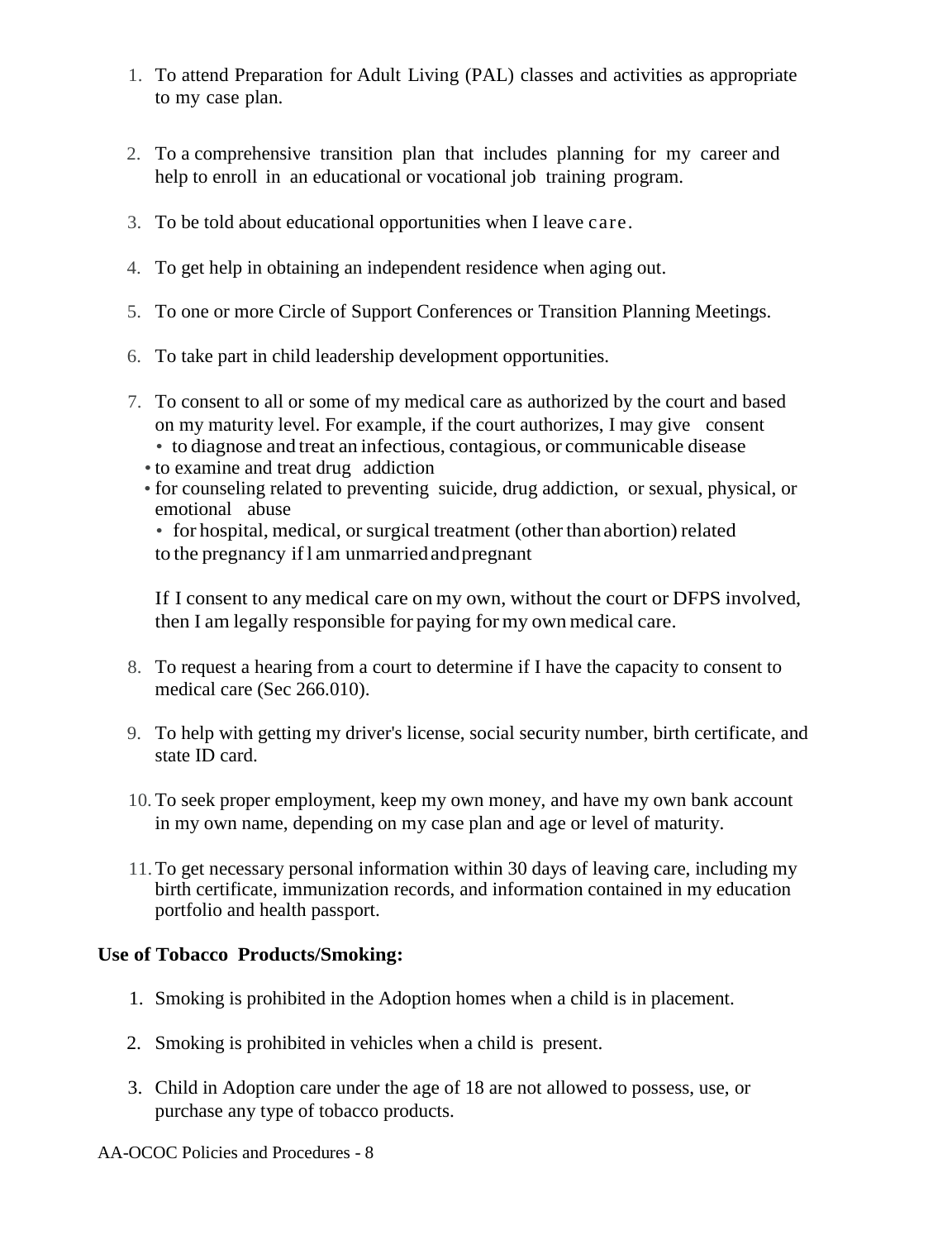1. To attend Preparation for Adult Living (PAL) classes and activities as appropriate to my case plan.

2. To a comprehensive transition plan that includes planning for my career and help to enroll in an educational or vocational job training program.

3. To be told about educational opportunities when I leave care.

4. To get help in obtaining an independent residence when aging out.

5. To one or more Circle of Support Conferences or Transition Planning Meetings.

6. To take part in child leadership development opportunities.

7. To consent to all or some of my medical care as authorized by the court and based on my maturity level. For example, if the court authorizes, I may give consent
   - to diagnose and treat an infectious, contagious, or communicable disease
   - to examine and treat drug addiction
   - for counseling related to preventing suicide, drug addiction, or sexual, physical, or emotional abuse
   - for hospital, medical, or surgical treatment (other than abortion) related to the pregnancy if I am unmarried and pregnant

   If I consent to any medical care on my own, without the court or DFPS involved, then I am legally responsible for paying for my own medical care.

8. To request a hearing from a court to determine if I have the capacity to consent to medical care (Sec 266.010).

9. To help with getting my driver's license, social security number, birth certificate, and state ID card.

10. To seek proper employment, keep my own money, and have my own bank account in my own name, depending on my case plan and age or level of maturity.

11. To get necessary personal information within 30 days of leaving care, including my birth certificate, immunization records, and information contained in my education portfolio and health passport.

**Use of Tobacco Products/Smoking:**

1. Smoking is prohibited in the Adoption homes when a child is in placement.

2. Smoking is prohibited in vehicles when a child is present.

3. Child in Adoption care under the age of 18 are not allowed to possess, use, or purchase any type of tobacco products.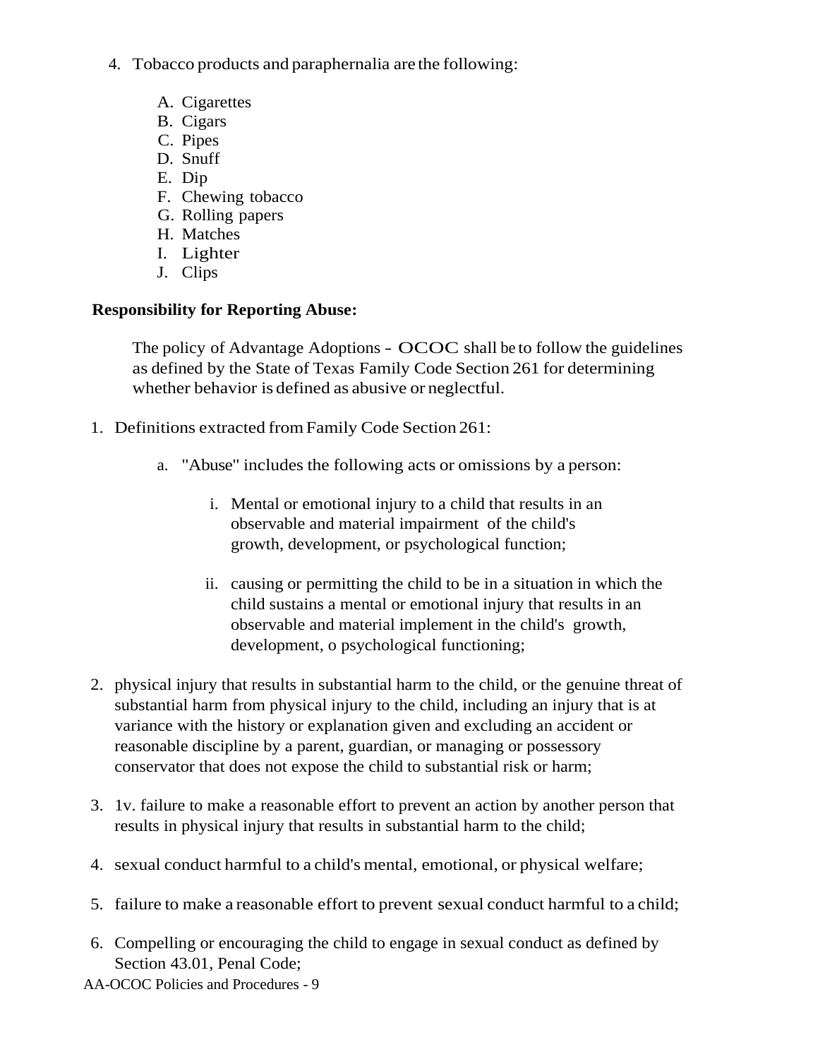4. Tobacco products and paraphernalia are the following:

    A. Cigarettes
    B. Cigars
    C. Pipes
    D. Snuff
    E. Dip
    F. Chewing tobacco
    G. Rolling papers
    H. Matches
    I. Lighter
    J. Clips

**Responsibility for Reporting Abuse:**

The policy of Advantage Adoptions - OCOC shall be to follow the guidelines as defined by the State of Texas Family Code Section 261 for determining whether behavior is defined as abusive or neglectful.

1. Definitions extracted from Family Code Section 261:

    a. "Abuse" includes the following acts or omissions by a person:

        i. Mental or emotional injury to a child that results in an observable and material impairment of the child's growth, development, or psychological function;

        ii. causing or permitting the child to be in a situation in which the child sustains a mental or emotional injury that results in an observable and material implement in the child's growth, development, o psychological functioning;

2. physical injury that results in substantial harm to the child, or the genuine threat of substantial harm from physical injury to the child, including an injury that is at variance with the history or explanation given and excluding an accident or reasonable discipline by a parent, guardian, or managing or possessory conservator that does not expose the child to substantial risk or harm;

3. 1v. failure to make a reasonable effort to prevent an action by another person that results in physical injury that results in substantial harm to the child;

4. sexual conduct harmful to a child's mental, emotional, or physical welfare;

5. failure to make a reasonable effort to prevent sexual conduct harmful to a child;

6. Compelling or encouraging the child to engage in sexual conduct as defined by Section 43.01, Penal Code;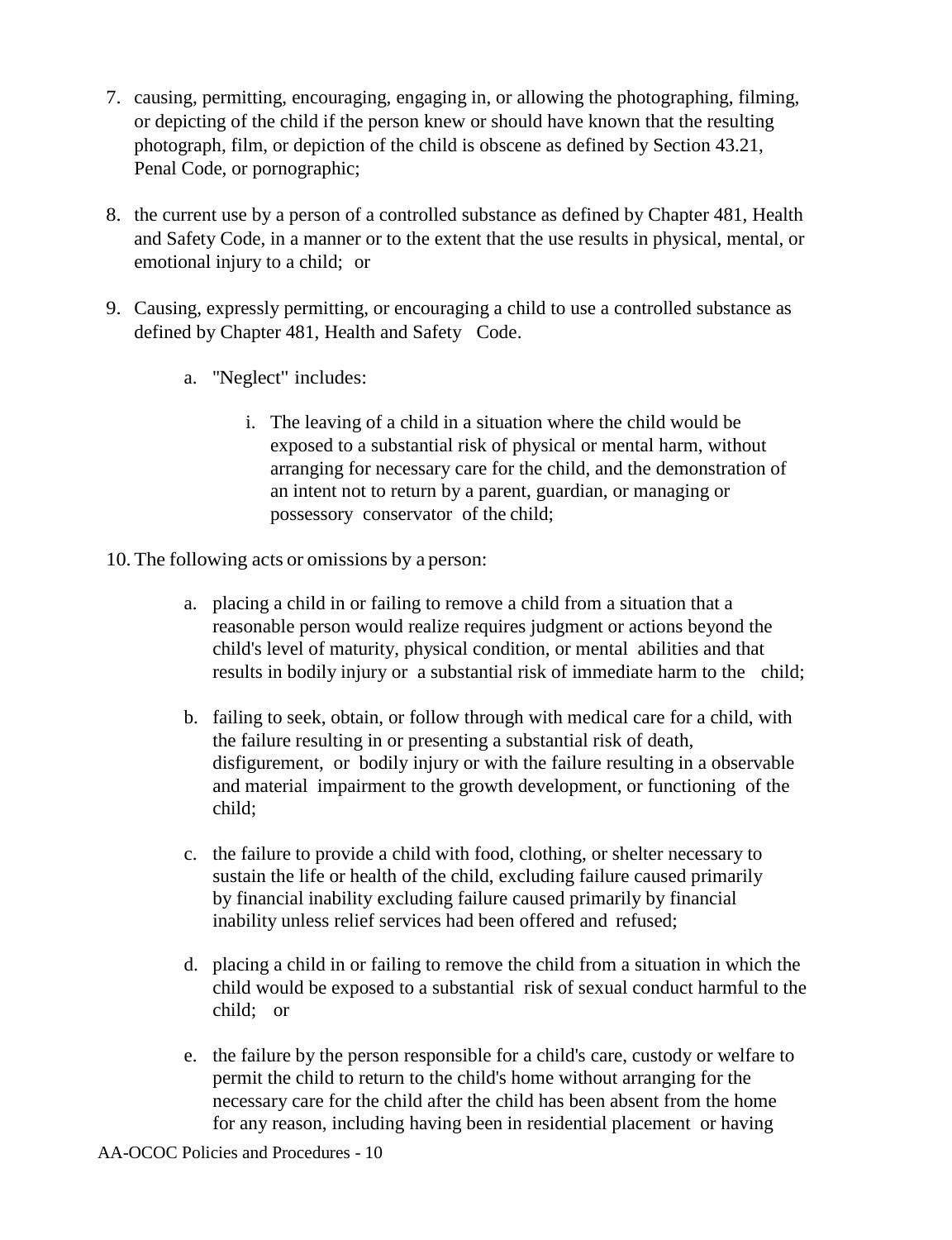7. causing, permitting, encouraging, engaging in, or allowing the photographing, filming, or depicting of the child if the person knew or should have known that the resulting photograph, film, or depiction of the child is obscene as defined by Section 43.21, Penal Code, or pornographic;

8. the current use by a person of a controlled substance as defined by Chapter 481, Health and Safety Code, in a manner or to the extent that the use results in physical, mental, or emotional injury to a child; or

9. Causing, expressly permitting, or encouraging a child to use a controlled substance as defined by Chapter 481, Health and Safety Code.

    a. "Neglect" includes:

        i. The leaving of a child in a situation where the child would be exposed to a substantial risk of physical or mental harm, without arranging for necessary care for the child, and the demonstration of an intent not to return by a parent, guardian, or managing or possessory conservator of the child;

10. The following acts or omissions by a person:

    a. placing a child in or failing to remove a child from a situation that a reasonable person would realize requires judgment or actions beyond the child's level of maturity, physical condition, or mental abilities and that results in bodily injury or a substantial risk of immediate harm to the child;

    b. failing to seek, obtain, or follow through with medical care for a child, with the failure resulting in or presenting a substantial risk of death, disfigurement, or bodily injury or with the failure resulting in a observable and material impairment to the growth development, or functioning of the child;

    c. the failure to provide a child with food, clothing, or shelter necessary to sustain the life or health of the child, excluding failure caused primarily by financial inability excluding failure caused primarily by financial inability unless relief services had been offered and refused;

    d. placing a child in or failing to remove the child from a situation in which the child would be exposed to a substantial risk of sexual conduct harmful to the child; or

    e. the failure by the person responsible for a child's care, custody or welfare to permit the child to return to the child's home without arranging for the necessary care for the child after the child has been absent from the home for any reason, including having been in residential placement or having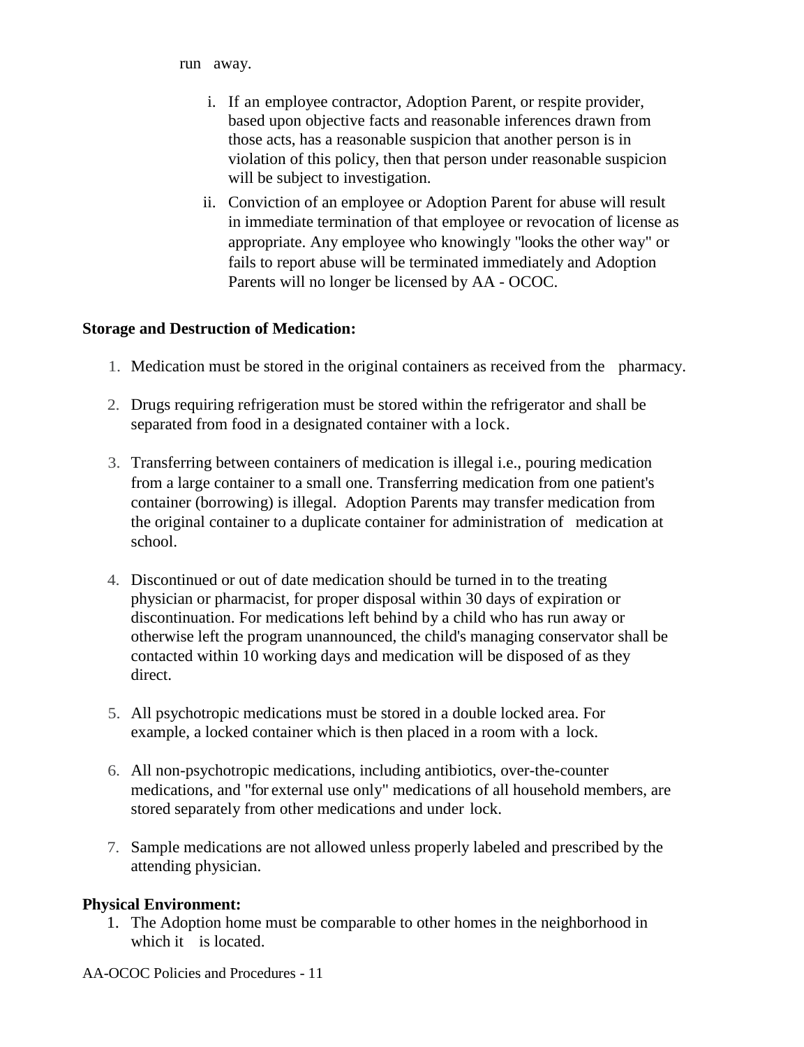run away.

  i. If an employee contractor, Adoption Parent, or respite provider, based upon objective facts and reasonable inferences drawn from those acts, has a reasonable suspicion that another person is in violation of this policy, then that person under reasonable suspicion will be subject to investigation.
  ii. Conviction of an employee or Adoption Parent for abuse will result in immediate termination of that employee or revocation of license as appropriate. Any employee who knowingly "looks the other way" or fails to report abuse will be terminated immediately and Adoption Parents will no longer be licensed by AA - OCOC.

**Storage and Destruction of Medication:**

1. Medication must be stored in the original containers as received from the pharmacy.

2. Drugs requiring refrigeration must be stored within the refrigerator and shall be separated from food in a designated container with a lock.

3. Transferring between containers of medication is illegal i.e., pouring medication from a large container to a small one. Transferring medication from one patient's container (borrowing) is illegal. Adoption Parents may transfer medication from the original container to a duplicate container for administration of medication at school.

4. Discontinued or out of date medication should be turned in to the treating physician or pharmacist, for proper disposal within 30 days of expiration or discontinuation. For medications left behind by a child who has run away or otherwise left the program unannounced, the child's managing conservator shall be contacted within 10 working days and medication will be disposed of as they direct.

5. All psychotropic medications must be stored in a double locked area. For example, a locked container which is then placed in a room with a lock.

6. All non-psychotropic medications, including antibiotics, over-the-counter medications, and "for external use only" medications of all household members, are stored separately from other medications and under lock.

7. Sample medications are not allowed unless properly labeled and prescribed by the attending physician.

**Physical Environment:**

1. The Adoption home must be comparable to other homes in the neighborhood in which it is located.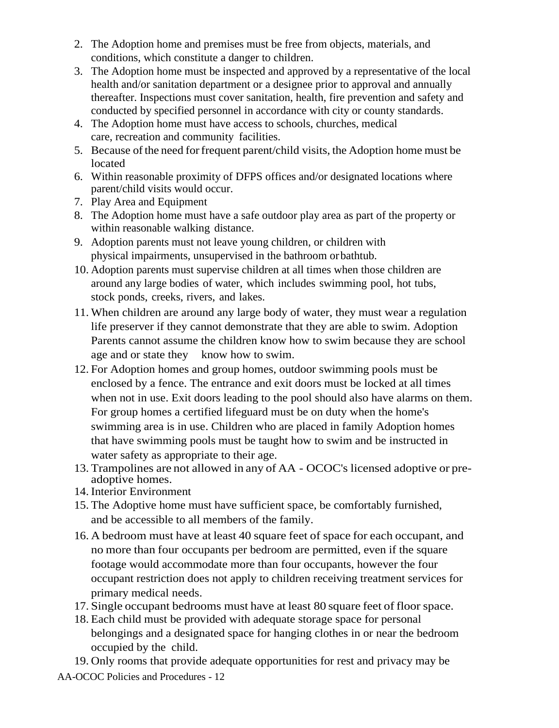2. The Adoption home and premises must be free from objects, materials, and conditions, which constitute a danger to children.
3. The Adoption home must be inspected and approved by a representative of the local health and/or sanitation department or a designee prior to approval and annually thereafter. Inspections must cover sanitation, health, fire prevention and safety and conducted by specified personnel in accordance with city or county standards.
4. The Adoption home must have access to schools, churches, medical care, recreation and community facilities.
5. Because of the need for frequent parent/child visits, the Adoption home must be located
6. Within reasonable proximity of DFPS offices and/or designated locations where parent/child visits would occur.
7. Play Area and Equipment
8. The Adoption home must have a safe outdoor play area as part of the property or within reasonable walking distance.
9. Adoption parents must not leave young children, or children with physical impairments, unsupervised in the bathroom or bathtub.
10. Adoption parents must supervise children at all times when those children are around any large bodies of water, which includes swimming pool, hot tubs, stock ponds, creeks, rivers, and lakes.
11. When children are around any large body of water, they must wear a regulation life preserver if they cannot demonstrate that they are able to swim. Adoption Parents cannot assume the children know how to swim because they are school age and or state they know how to swim.
12. For Adoption homes and group homes, outdoor swimming pools must be enclosed by a fence. The entrance and exit doors must be locked at all times when not in use. Exit doors leading to the pool should also have alarms on them. For group homes a certified lifeguard must be on duty when the home's swimming area is in use. Children who are placed in family Adoption homes that have swimming pools must be taught how to swim and be instructed in water safety as appropriate to their age.
13. Trampolines are not allowed in any of AA - OCOC's licensed adoptive or pre-adoptive homes.
14. Interior Environment
15. The Adoptive home must have sufficient space, be comfortably furnished, and be accessible to all members of the family.
16. A bedroom must have at least 40 square feet of space for each occupant, and no more than four occupants per bedroom are permitted, even if the square footage would accommodate more than four occupants, however the four occupant restriction does not apply to children receiving treatment services for primary medical needs.
17. Single occupant bedrooms must have at least 80 square feet of floor space.
18. Each child must be provided with adequate storage space for personal belongings and a designated space for hanging clothes in or near the bedroom occupied by the child.
19. Only rooms that provide adequate opportunities for rest and privacy may be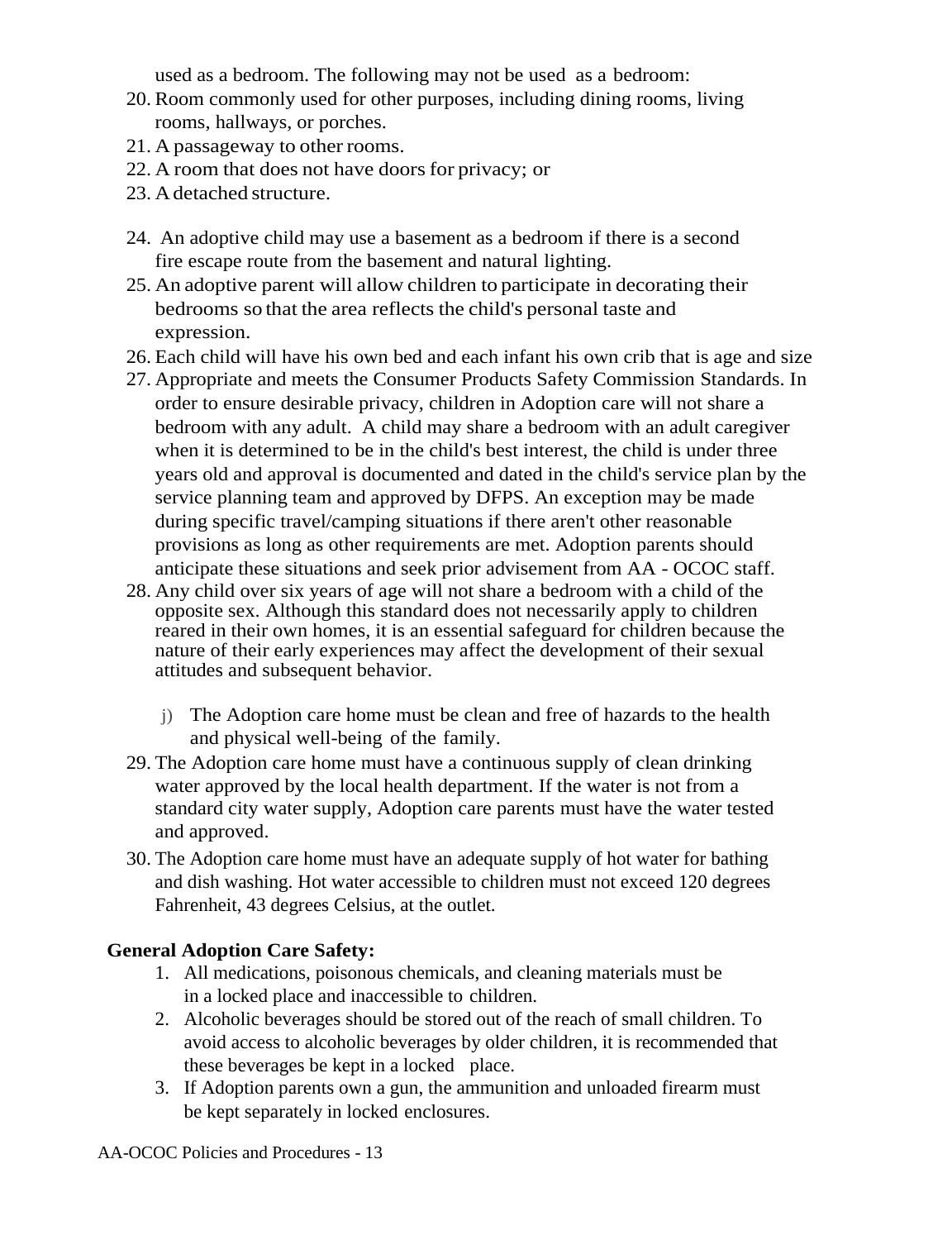used as a bedroom. The following may not be used as a bedroom:

20. Room commonly used for other purposes, including dining rooms, living rooms, hallways, or porches.
21. A passageway to other rooms.
22. A room that does not have doors for privacy; or
23. A detached structure.

24. An adoptive child may use a basement as a bedroom if there is a second fire escape route from the basement and natural lighting.
25. An adoptive parent will allow children to participate in decorating their bedrooms so that the area reflects the child's personal taste and expression.
26. Each child will have his own bed and each infant his own crib that is age and size
27. Appropriate and meets the Consumer Products Safety Commission Standards. In order to ensure desirable privacy, children in Adoption care will not share a bedroom with any adult. A child may share a bedroom with an adult caregiver when it is determined to be in the child's best interest, the child is under three years old and approval is documented and dated in the child's service plan by the service planning team and approved by DFPS. An exception may be made during specific travel/camping situations if there aren't other reasonable provisions as long as other requirements are met. Adoption parents should anticipate these situations and seek prior advisement from AA - OCOC staff.
28. Any child over six years of age will not share a bedroom with a child of the opposite sex. Although this standard does not necessarily apply to children reared in their own homes, it is an essential safeguard for children because the nature of their early experiences may affect the development of their sexual attitudes and subsequent behavior.

   j) The Adoption care home must be clean and free of hazards to the health and physical well-being of the family.

29. The Adoption care home must have a continuous supply of clean drinking water approved by the local health department. If the water is not from a standard city water supply, Adoption care parents must have the water tested and approved.
30. The Adoption care home must have an adequate supply of hot water for bathing and dish washing. Hot water accessible to children must not exceed 120 degrees Fahrenheit, 43 degrees Celsius, at the outlet.

**General Adoption Care Safety:**

1. All medications, poisonous chemicals, and cleaning materials must be in a locked place and inaccessible to children.
2. Alcoholic beverages should be stored out of the reach of small children. To avoid access to alcoholic beverages by older children, it is recommended that these beverages be kept in a locked place.
3. If Adoption parents own a gun, the ammunition and unloaded firearm must be kept separately in locked enclosures.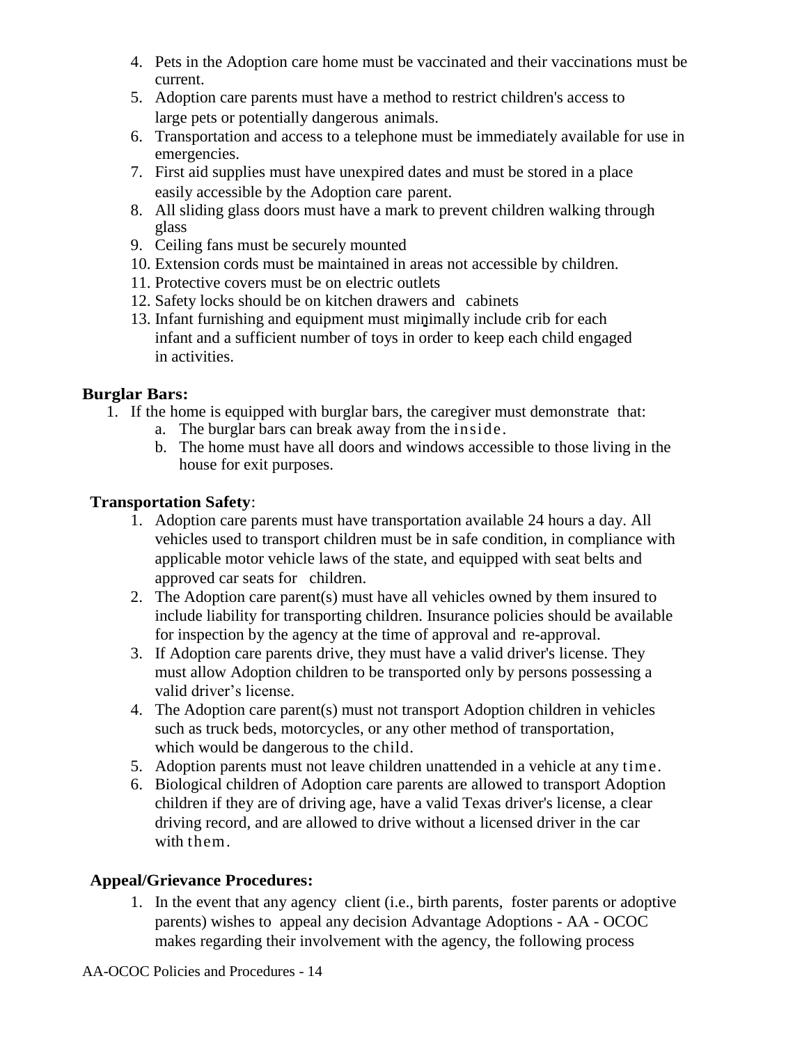4. Pets in the Adoption care home must be vaccinated and their vaccinations must be current.
5. Adoption care parents must have a method to restrict children's access to large pets or potentially dangerous animals.
6. Transportation and access to a telephone must be immediately available for use in emergencies.
7. First aid supplies must have unexpired dates and must be stored in a place easily accessible by the Adoption care parent.
8. All sliding glass doors must have a mark to prevent children walking through glass
9. Ceiling fans must be securely mounted
10. Extension cords must be maintained in areas not accessible by children.
11. Protective covers must be on electric outlets
12. Safety locks should be on kitchen drawers and cabinets
13. Infant furnishing and equipment must minimally include crib for each infant and a sufficient number of toys in order to keep each child engaged in activities.

**Burglar Bars:**

1. If the home is equipped with burglar bars, the caregiver must demonstrate that:
   a. The burglar bars can break away from the inside.
   b. The home must have all doors and windows accessible to those living in the house for exit purposes.

**Transportation Safety**:

1. Adoption care parents must have transportation available 24 hours a day. All vehicles used to transport children must be in safe condition, in compliance with applicable motor vehicle laws of the state, and equipped with seat belts and approved car seats for children.
2. The Adoption care parent(s) must have all vehicles owned by them insured to include liability for transporting children. Insurance policies should be available for inspection by the agency at the time of approval and re-approval.
3. If Adoption care parents drive, they must have a valid driver's license. They must allow Adoption children to be transported only by persons possessing a valid driver's license.
4. The Adoption care parent(s) must not transport Adoption children in vehicles such as truck beds, motorcycles, or any other method of transportation, which would be dangerous to the child.
5. Adoption parents must not leave children unattended in a vehicle at any time.
6. Biological children of Adoption care parents are allowed to transport Adoption children if they are of driving age, have a valid Texas driver's license, a clear driving record, and are allowed to drive without a licensed driver in the car with them.

**Appeal/Grievance Procedures:**

1. In the event that any agency client (i.e., birth parents, foster parents or adoptive parents) wishes to appeal any decision Advantage Adoptions - AA - OCOC makes regarding their involvement with the agency, the following process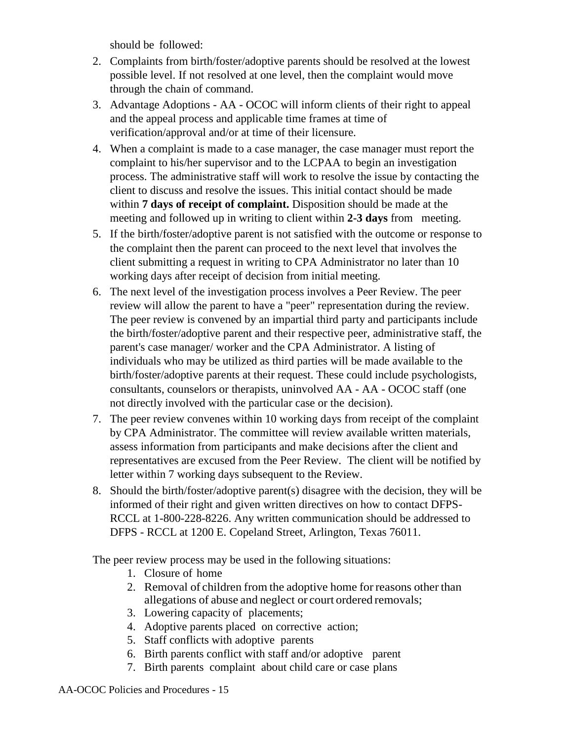should be followed:

2. Complaints from birth/foster/adoptive parents should be resolved at the lowest possible level. If not resolved at one level, then the complaint would move through the chain of command.
3. Advantage Adoptions - AA - OCOC will inform clients of their right to appeal and the appeal process and applicable time frames at time of verification/approval and/or at time of their licensure.
4. When a complaint is made to a case manager, the case manager must report the complaint to his/her supervisor and to the LCPAA to begin an investigation process. The administrative staff will work to resolve the issue by contacting the client to discuss and resolve the issues. This initial contact should be made within **7 days of receipt of complaint.** Disposition should be made at the meeting and followed up in writing to client within **2-3 days** from meeting.
5. If the birth/foster/adoptive parent is not satisfied with the outcome or response to the complaint then the parent can proceed to the next level that involves the client submitting a request in writing to CPA Administrator no later than 10 working days after receipt of decision from initial meeting.
6. The next level of the investigation process involves a Peer Review. The peer review will allow the parent to have a "peer" representation during the review. The peer review is convened by an impartial third party and participants include the birth/foster/adoptive parent and their respective peer, administrative staff, the parent's case manager/ worker and the CPA Administrator. A listing of individuals who may be utilized as third parties will be made available to the birth/foster/adoptive parents at their request. These could include psychologists, consultants, counselors or therapists, uninvolved AA - AA - OCOC staff (one not directly involved with the particular case or the decision).
7. The peer review convenes within 10 working days from receipt of the complaint by CPA Administrator. The committee will review available written materials, assess information from participants and make decisions after the client and representatives are excused from the Peer Review. The client will be notified by letter within 7 working days subsequent to the Review.
8. Should the birth/foster/adoptive parent(s) disagree with the decision, they will be informed of their right and given written directives on how to contact DFPS-RCCL at 1-800-228-8226. Any written communication should be addressed to DFPS - RCCL at 1200 E. Copeland Street, Arlington, Texas 76011.

The peer review process may be used in the following situations:

1. Closure of home
2. Removal of children from the adoptive home for reasons other than allegations of abuse and neglect or court ordered removals;
3. Lowering capacity of placements;
4. Adoptive parents placed on corrective action;
5. Staff conflicts with adoptive parents
6. Birth parents conflict with staff and/or adoptive parent
7. Birth parents complaint about child care or case plans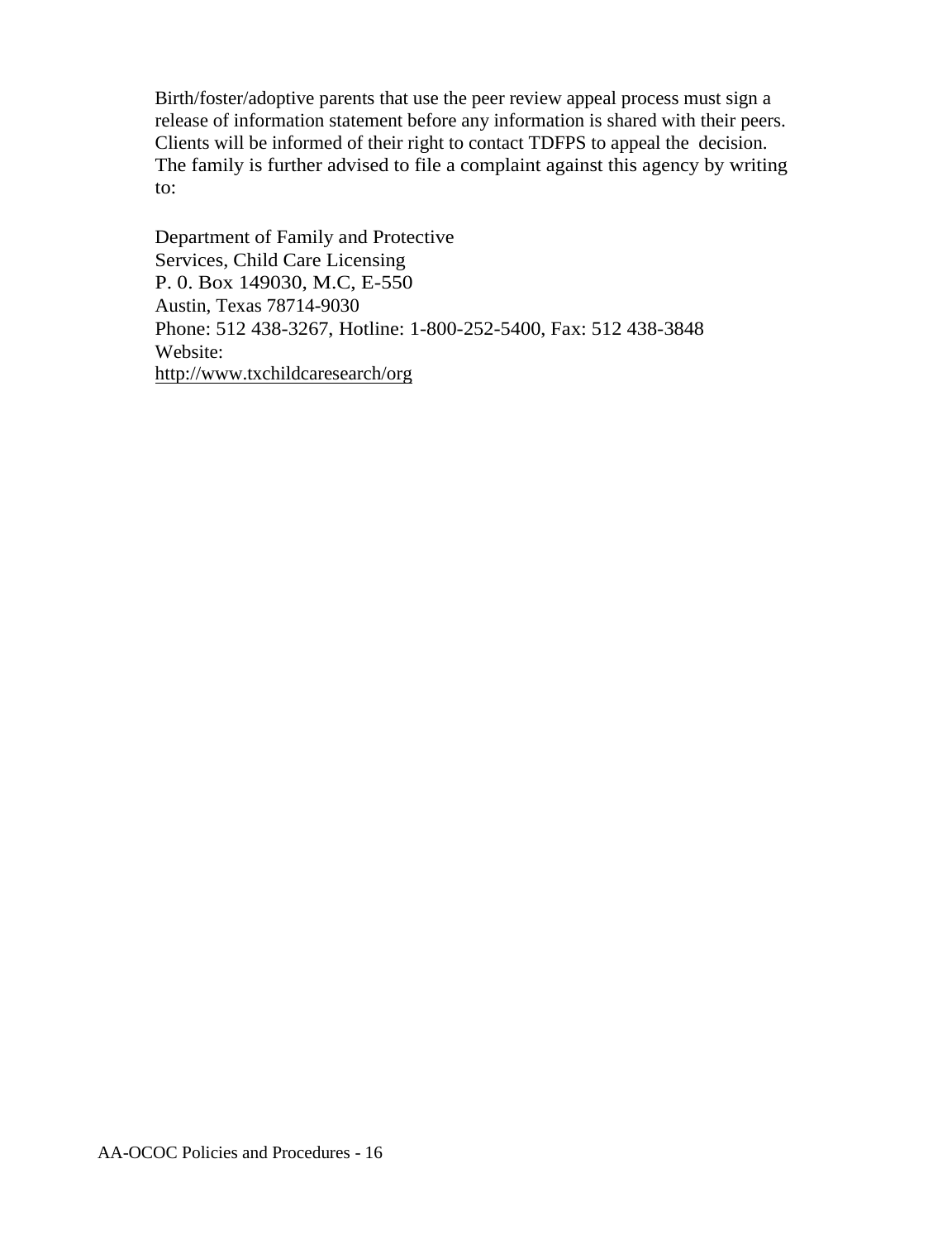Birth/foster/adoptive parents that use the peer review appeal process must sign a release of information statement before any information is shared with their peers. Clients will be informed of their right to contact TDFPS to appeal the decision. The family is further advised to file a complaint against this agency by writing to:

Department of Family and Protective
Services, Child Care Licensing
P. 0. Box 149030, M.C, E-550
Austin, Texas 78714-9030
Phone: 512 438-3267, Hotline: 1-800-252-5400, Fax: 512 438-3848
Website:
http://www.txchildcaresearch/org